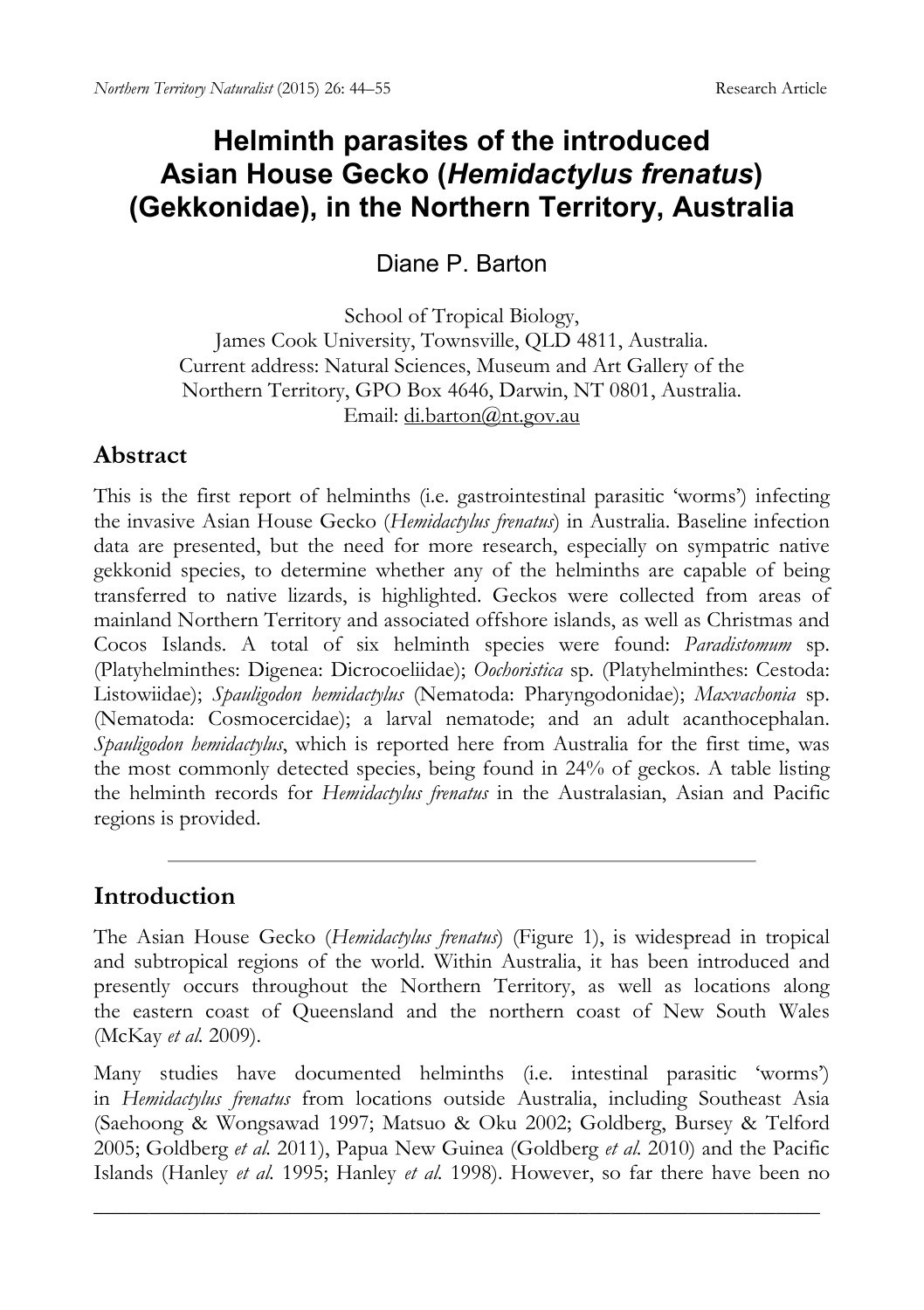# Helminth parasites of the introduced Asian House Gecko (*Hemidactylus frenatus*) (Gekkonidae), in the Northern Territory, Australia

Diane P. Barton

School of Tropical Biology,
James Cook University, Townsville, QLD 4811, Australia.
Current address: Natural Sciences, Museum and Art Gallery of the Northern Territory, GPO Box 4646, Darwin, NT 0801, Australia.
Email: di.barton@nt.gov.au

## Abstract

This is the first report of helminths (i.e. gastrointestinal parasitic 'worms') infecting the invasive Asian House Gecko (*Hemidactylus frenatus*) in Australia. Baseline infection data are presented, but the need for more research, especially on sympatric native gekkonid species, to determine whether any of the helminths are capable of being transferred to native lizards, is highlighted. Geckos were collected from areas of mainland Northern Territory and associated offshore islands, as well as Christmas and Cocos Islands. A total of six helminth species were found: *Paradistomum* sp. (Platyhelminthes: Digenea: Dicrocoeliidae); *Oochoristica* sp. (Platyhelminthes: Cestoda: Listowiidae); *Spauligodon hemidactylus* (Nematoda: Pharyngodonidae); *Maxvachonia* sp. (Nematoda: Cosmocercidae); a larval nematode; and an adult acanthocephalan. *Spauligodon hemidactylus*, which is reported here from Australia for the first time, was the most commonly detected species, being found in 24% of geckos. A table listing the helminth records for *Hemidactylus frenatus* in the Australasian, Asian and Pacific regions is provided.

## Introduction

The Asian House Gecko (*Hemidactylus frenatus*) (Figure 1), is widespread in tropical and subtropical regions of the world. Within Australia, it has been introduced and presently occurs throughout the Northern Territory, as well as locations along the eastern coast of Queensland and the northern coast of New South Wales (McKay *et al.* 2009).

Many studies have documented helminths (i.e. intestinal parasitic 'worms') in *Hemidactylus frenatus* from locations outside Australia, including Southeast Asia (Saehoong & Wongsawad 1997; Matsuo & Oku 2002; Goldberg, Bursey & Telford 2005; Goldberg *et al.* 2011), Papua New Guinea (Goldberg *et al.* 2010) and the Pacific Islands (Hanley *et al.* 1995; Hanley *et al.* 1998). However, so far there have been no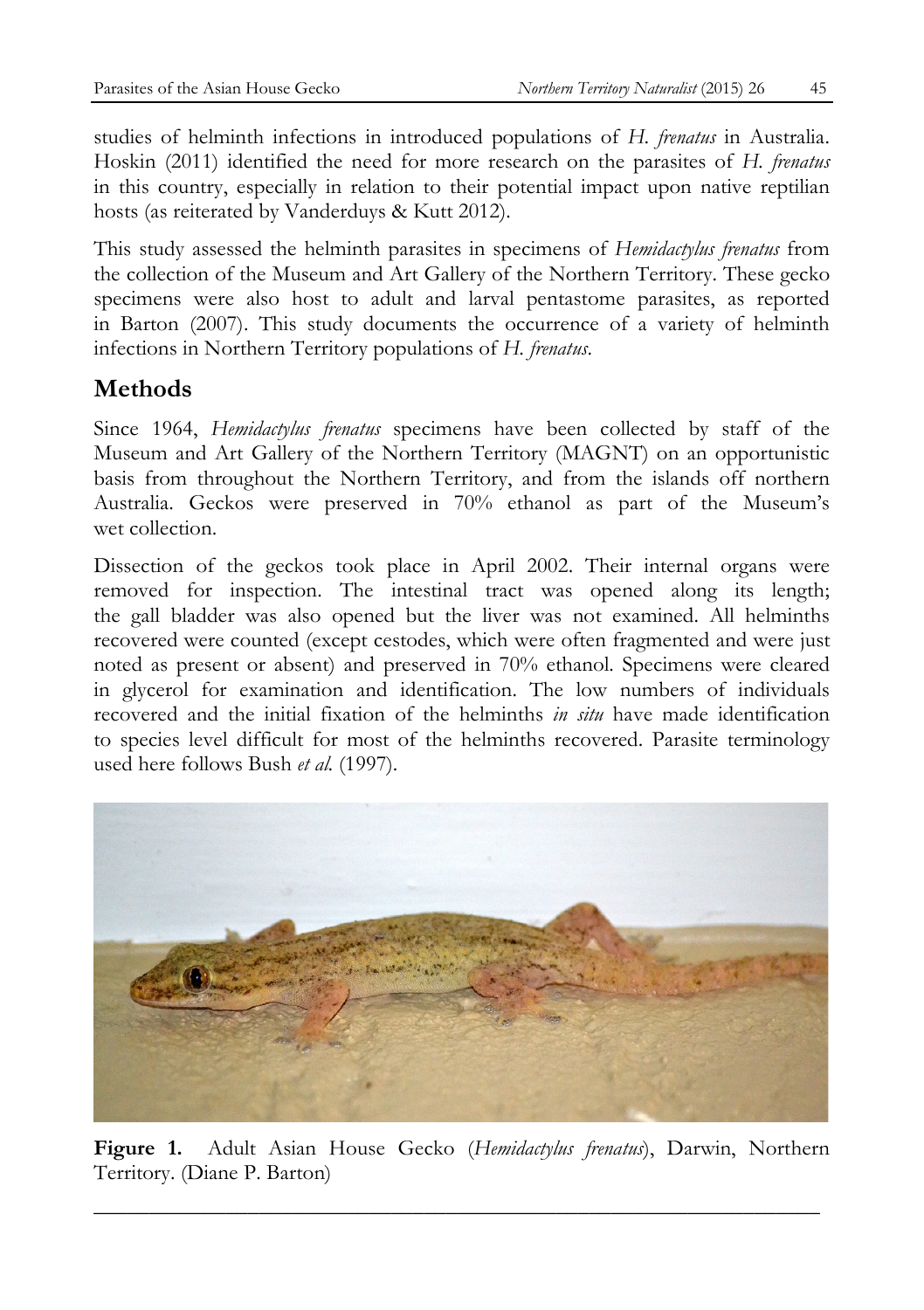studies of helminth infections in introduced populations of *H. frenatus* in Australia. Hoskin (2011) identified the need for more research on the parasites of *H. frenatus* in this country, especially in relation to their potential impact upon native reptilian hosts (as reiterated by Vanderduys & Kutt 2012).

This study assessed the helminth parasites in specimens of *Hemidactylus frenatus* from the collection of the Museum and Art Gallery of the Northern Territory. These gecko specimens were also host to adult and larval pentastome parasites, as reported in Barton (2007). This study documents the occurrence of a variety of helminth infections in Northern Territory populations of *H. frenatus.*

## Methods

Since 1964, *Hemidactylus frenatus* specimens have been collected by staff of the Museum and Art Gallery of the Northern Territory (MAGNT) on an opportunistic basis from throughout the Northern Territory, and from the islands off northern Australia. Geckos were preserved in 70% ethanol as part of the Museum's wet collection.

Dissection of the geckos took place in April 2002. Their internal organs were removed for inspection. The intestinal tract was opened along its length; the gall bladder was also opened but the liver was not examined. All helminths recovered were counted (except cestodes, which were often fragmented and were just noted as present or absent) and preserved in 70% ethanol. Specimens were cleared in glycerol for examination and identification. The low numbers of individuals recovered and the initial fixation of the helminths *in situ* have made identification to species level difficult for most of the helminths recovered. Parasite terminology used here follows Bush *et al.* (1997).

**Figure 1.** Adult Asian House Gecko (*Hemidactylus frenatus*), Darwin, Northern Territory. (Diane P. Barton)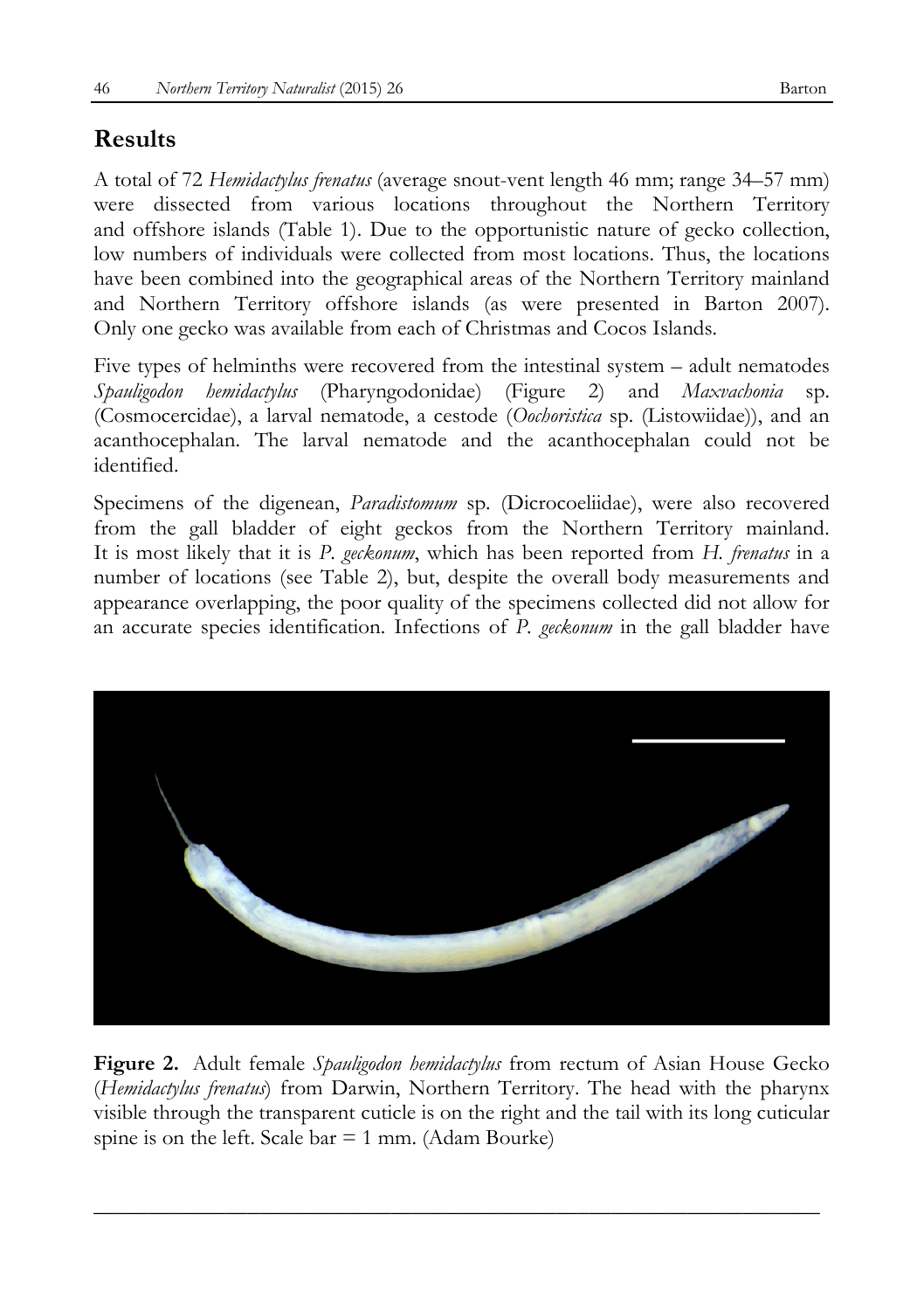## Results

A total of 72 *Hemidactylus frenatus* (average snout-vent length 46 mm; range 34–57 mm) were dissected from various locations throughout the Northern Territory and offshore islands (Table 1). Due to the opportunistic nature of gecko collection, low numbers of individuals were collected from most locations. Thus, the locations have been combined into the geographical areas of the Northern Territory mainland and Northern Territory offshore islands (as were presented in Barton 2007). Only one gecko was available from each of Christmas and Cocos Islands.

Five types of helminths were recovered from the intestinal system – adult nematodes *Spauligodon hemidactylus* (Pharyngodonidae) (Figure 2) and *Maxvachonia* sp. (Cosmocercidae), a larval nematode, a cestode (*Oochoristica* sp. (Listowiidae)), and an acanthocephalan. The larval nematode and the acanthocephalan could not be identified.

Specimens of the digenean, *Paradistomum* sp. (Dicrocoeliidae), were also recovered from the gall bladder of eight geckos from the Northern Territory mainland. It is most likely that it is *P. geckonum*, which has been reported from *H. frenatus* in a number of locations (see Table 2), but, despite the overall body measurements and appearance overlapping, the poor quality of the specimens collected did not allow for an accurate species identification. Infections of *P. geckonum* in the gall bladder have

**Figure 2.** Adult female *Spauligodon hemidactylus* from rectum of Asian House Gecko (*Hemidactylus frenatus*) from Darwin, Northern Territory. The head with the pharynx visible through the transparent cuticle is on the right and the tail with its long cuticular spine is on the left. Scale bar = 1 mm. (Adam Bourke)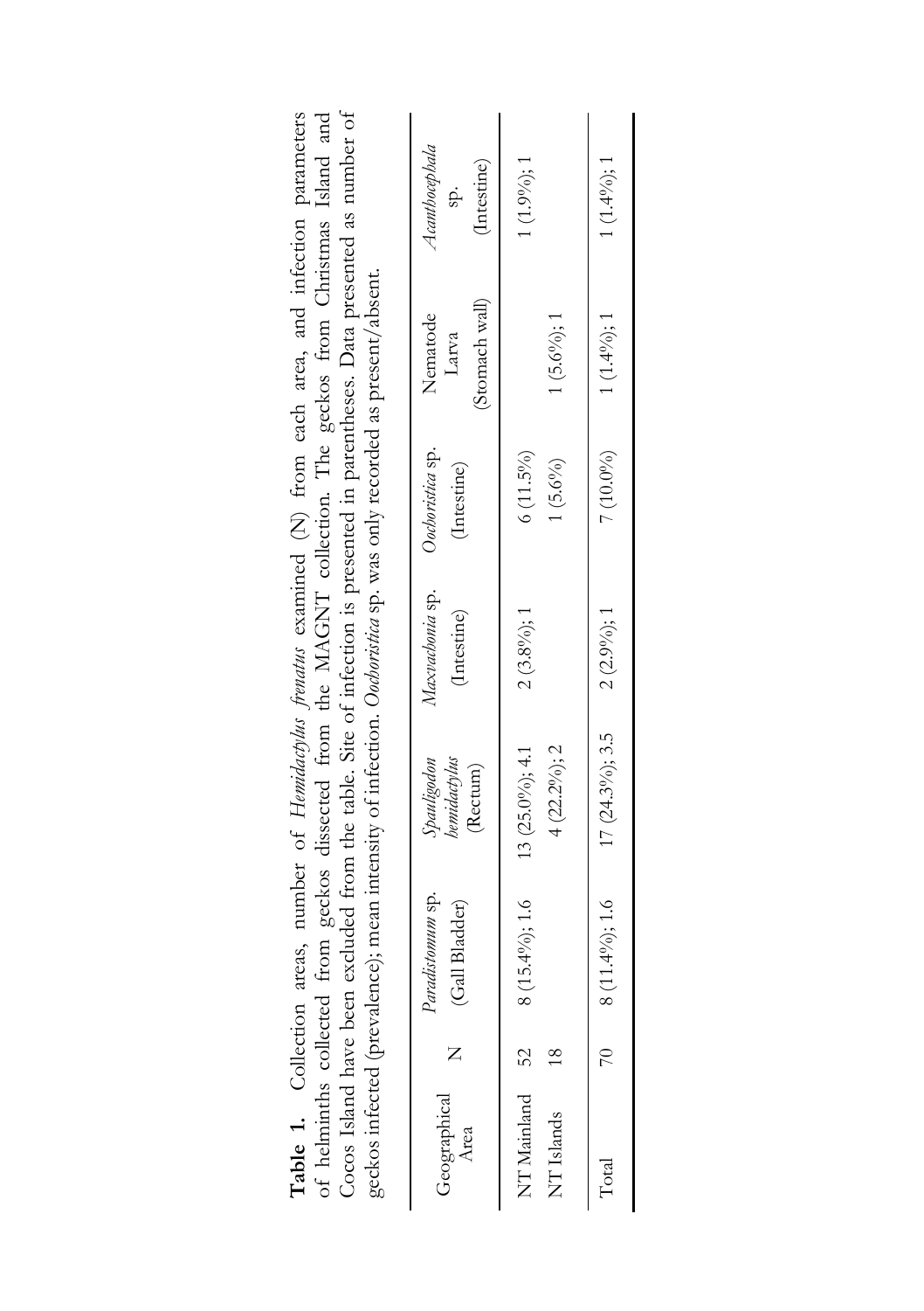**Table 1.** Collection areas, number of *Hemidactylus frenatus* examined (N) from each area, and infection parameters of helminths collected from geckos dissected from the MAGNT collection. The geckos from Christmas Island and Cocos Island have been excluded from the table. Site of infection is presented in parentheses. Data presented as number of geckos infected (prevalence); mean intensity of infection. *Oochoristica* sp. was only recorded as present/absent.

| Geographical Area | N | *Paradistomum* sp. (Gall Bladder) | *Spauligodon hemidactylus* (Rectum) | *Maxvachonia* sp. (Intestine) | *Oochoristica* sp. (Intestine) | Nematode Larva (Stomach wall) | *Acanthocephala* sp. (Intestine) |
|---|---|---|---|---|---|---|---|
| NT Mainland | 52 | 8 (15.4%); 1.6 | 13 (25.0%); 4.1 | 2 (3.8%); 1 | 6 (11.5%) | | 1 (1.9%); 1 |
| NT Islands | 18 | | 4 (22.2%); 2 | | 1 (5.6%) | 1 (5.6%); 1 | |
| Total | 70 | 8 (11.4%); 1.6 | 17 (24.3%); 3.5 | 2 (2.9%); 1 | 7 (10.0%) | 1 (1.4%); 1 | 1 (1.4%); 1 |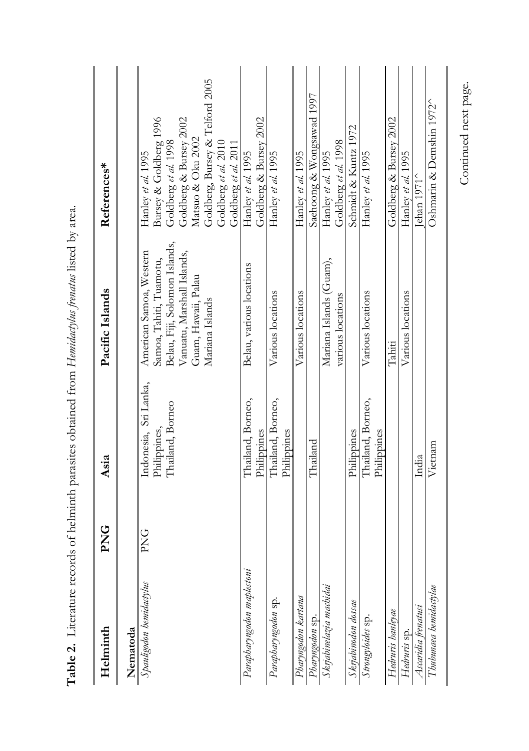**Table 2.** Literature records of helminth parasites obtained from *Hemidactylus frenatus* listed by area.

| Helminth | PNG | Asia | Pacific Islands | References* |
|---|---|---|---|---|
| **Nematoda** | | | | |
| *Spauligodon hemidactylus* | PNG | Indonesia, Sri Lanka, Philippines, Thailand, Borneo | American Samoa, Western Samoa, Tahiti, Tuamotu, Belau, Fiji, Solomon Islands, Vanuatu, Marshall Islands, Guam, Hawaii, Palau Mariana Islands | Hanley *et al.* 1995<br>Bursey & Goldberg 1996<br>Goldberg *et al.* 1998<br>Goldberg & Bursey 2002<br>Matsuo & Oku 2002<br>Goldberg, Bursey & Telford 2005<br>Goldberg *et al.* 2010<br>Goldberg *et al.* 2011 |
| *Parapharyngodon maplestoni* | | Thailand, Borneo, Philippines | Belau, various locations | Hanley *et al.* 1995<br>Goldberg & Bursey 2002 |
| *Parapharyngodon* sp. | | Thailand, Borneo, Philippines | Various locations | Hanley *et al.* 1995 |
| *Pharyngodon kartana* | | | Various locations | Hanley *et al.* 1995 |
| *Pharyngodon* sp. | | Thailand | | Saehoong & Wongsawad 1997 |
| *Skrjabinelazia machidai* | | | Mariana Islands (Guam), various locations | Hanley *et al.* 1995<br>Goldberg *et al.* 1998 |
| *Skrjabinodon dossae* | | Philippines | | Schmidt & Kuntz 1972 |
| *Strongyloides* sp. | | Thailand, Borneo, Philippines | Various locations | Hanley *et al.* 1995 |
| *Hedruris hanleyae* | | | Tahiti | Goldberg & Bursey 2002 |
| *Hedruris* sp. | | | Various locations | Hanley *et al.* 1995 |
| *Ascaridia frenatusi* | | India | | Jehan 1971^ |
| *Thubunaea hemidactylae* | | Vietnam | | Oshmarin & Demshin 1972^ |

Continued next page.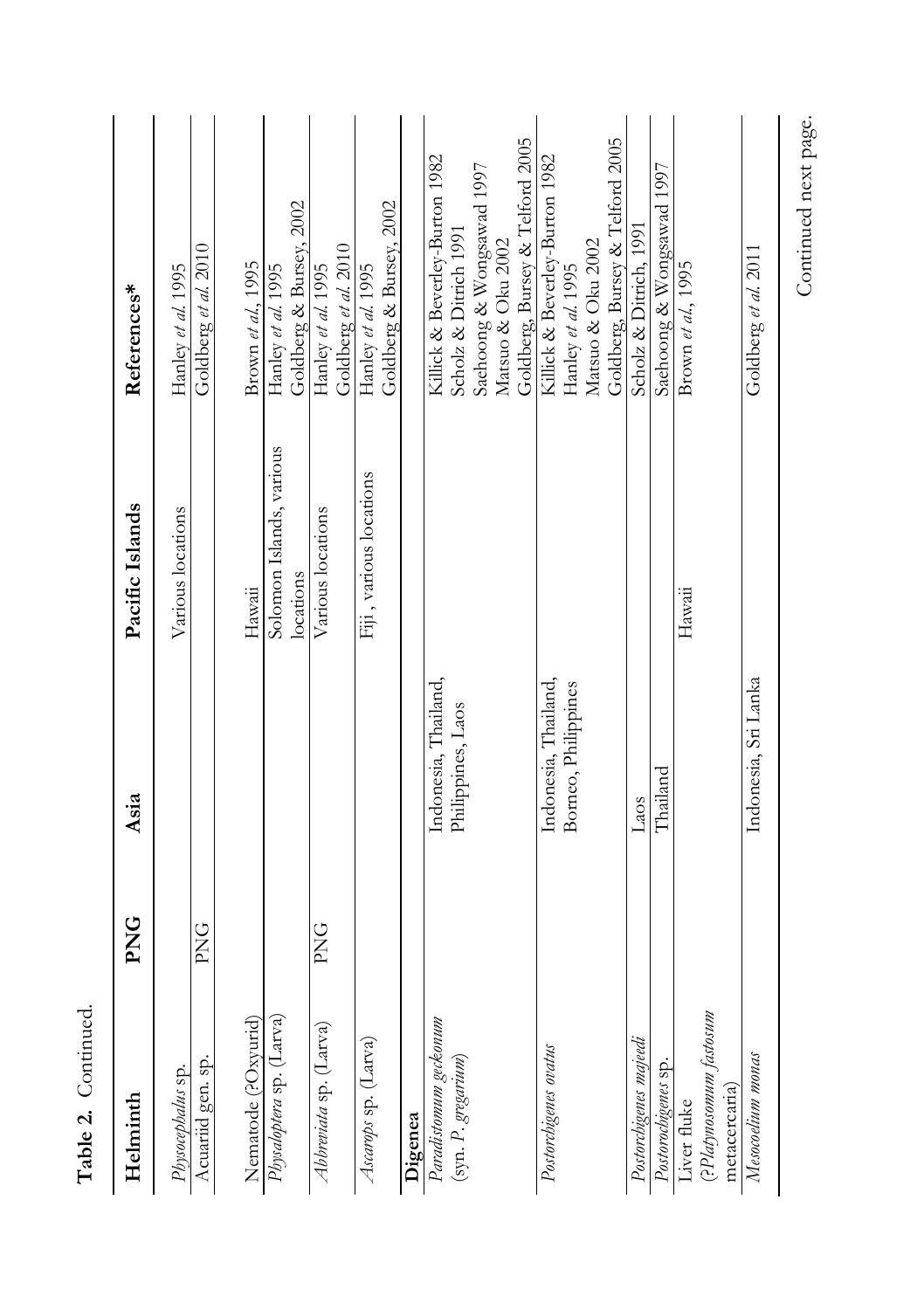**Table 2.** Continued.

| Helminth | PNG | Asia | Pacific Islands | References* |
|---|---|---|---|---|
| *Physocephalus* sp. | | | Various locations | Hanley *et al.* 1995 |
| Acuariid gen. sp. | PNG | | | Goldberg *et al.* 2010 |
| Nematode (?Oxyurid) | | | Hawaii | Brown *et al.*, 1995 |
| *Physaloptera* sp. (Larva) | | | Solomon Islands, various locations | Hanley *et al.* 1995<br>Goldberg & Bursey, 2002 |
| *Abbreviata* sp. (Larva) | PNG | | Various locations | Hanley *et al.* 1995<br>Goldberg *et al.* 2010 |
| *Ascarops* sp. (Larva) | | | Fiji , various locations | Hanley *et al.* 1995<br>Goldberg & Bursey, 2002 |
| **Digenea** | | | | |
| *Paradistomum geckonum* (syn. *P. gregarium*) | | Indonesia, Thailand, Philippines, Laos | | Killick & Beverley-Burton 1982<br>Scholz & Ditrich 1991<br>Saehoong & Wongsawad 1997<br>Matsuo & Oku 2002<br>Goldberg, Bursey & Telford 2005 |
| *Postorchigenes ovatus* | | Indonesia, Thailand, Borneo, Philippines | | Killick & Beverley-Burton 1982<br>Hanley *et al.* 1995<br>Matsuo & Oku 2002<br>Goldberg, Bursey & Telford 2005 |
| *Postorchigenes majeedi* | | Laos | | Scholz & Ditrich, 1991 |
| *Postorchigenes* sp. | | Thailand | | Saehoong & Wongsawad 1997 |
| Liver fluke (?*Platynosomum fastosum* metacercaria) | | | Hawaii | Brown *et al.*, 1995 |
| *Mesocoelium monas* | | Indonesia, Sri Lanka | | Goldberg *et al.* 2011 |

Continued next page.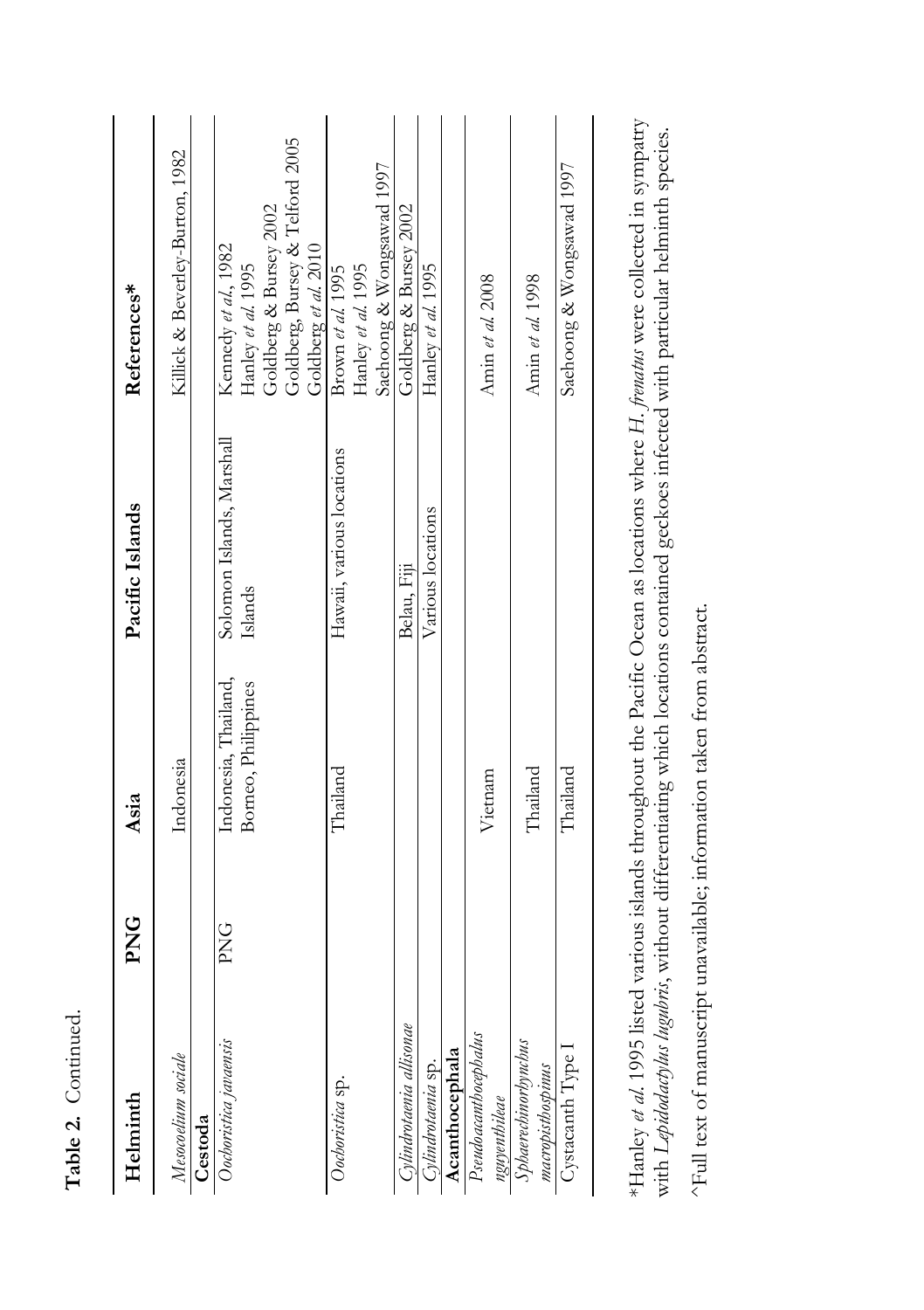**Table 2.** Continued.

| Helminth | PNG | Asia | Pacific Islands | References* |
|---|---|---|---|---|
| *Mesocoelium sociale* | | Indonesia | | Killick & Beverley-Burton, 1982 |
| **Cestoda** | | | | |
| *Oochoristica javaensis* | PNG | Indonesia, Thailand, Borneo, Philippines | Solomon Islands, Marshall Islands | Kennedy *et al*, 1982<br>Hanley *et al.* 1995<br>Goldberg & Bursey 2002<br>Goldberg, Bursey & Telford 2005<br>Goldberg *et al.* 2010 |
| *Oochoristica* sp. | | Thailand | Hawaii, various locations | Brown *et al.* 1995<br>Hanley *et al.* 1995<br>Saehoong & Wongsawad 1997 |
| *Cylindrotaenia allisonae* | | | Belau, Fiji | Goldberg & Bursey 2002 |
| *Cylindrotaenia* sp. | | | Various locations | Hanley *et al.* 1995 |
| **Acanthocephala** | | | | |
| *Pseudoacanthocephalus nguyenthileae* | | Vietnam | | Amin *et al.* 2008 |
| *Sphaerechinorhynchus macropisthospinus* | | Thailand | | Amin *et al.* 1998 |
| Cystacanth Type I | | Thailand | | Saehoong & Wongsawad 1997 |

*Hanley *et al.* 1995 listed various islands throughout the Pacific Ocean as locations where *H. frenatus* were collected in sympatry with *Lepidodactylus lugubris*, without differentiating which locations contained geckoes infected with particular helminth species.

^Full text of manuscript unavailable; information taken from abstract.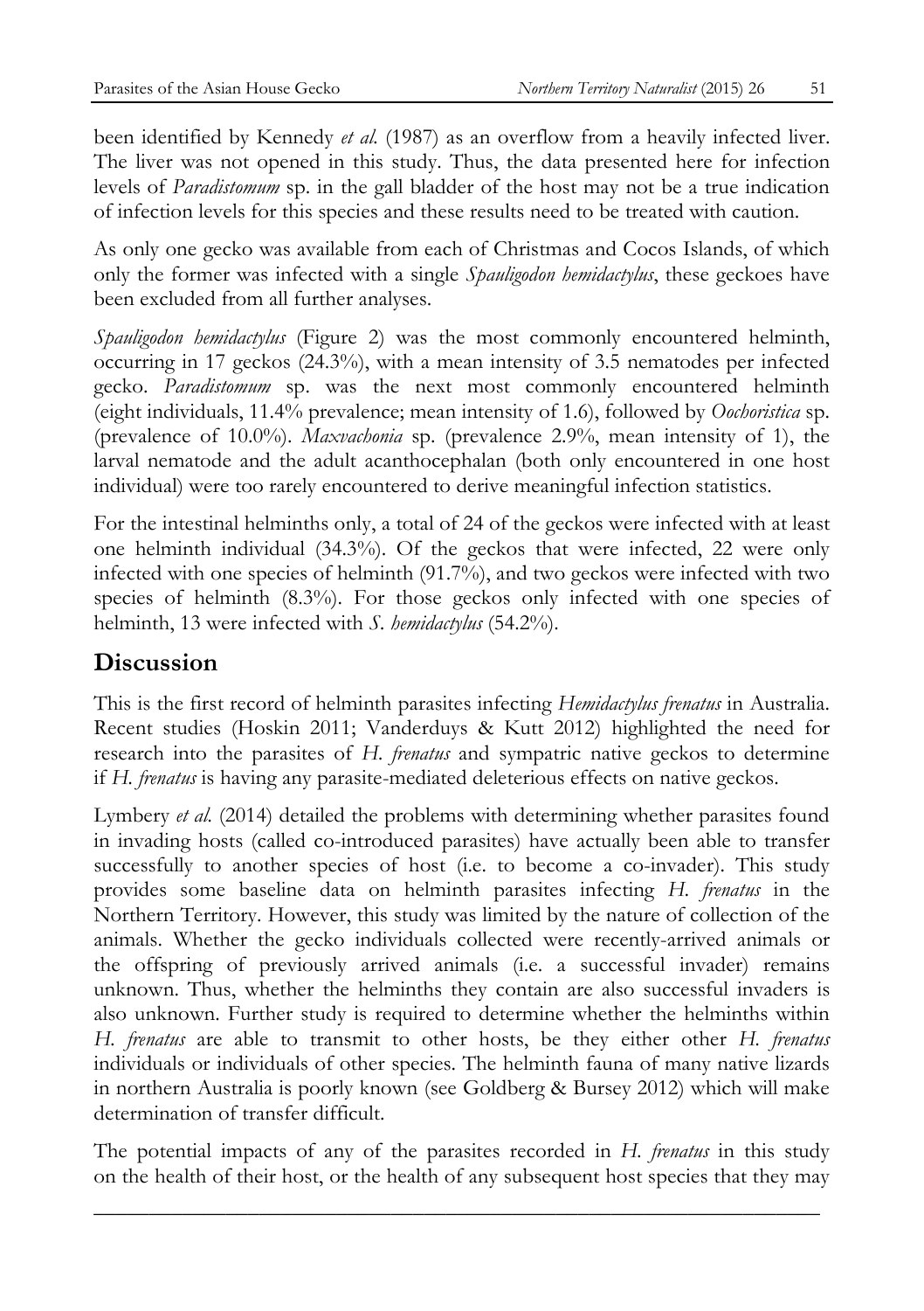been identified by Kennedy *et al.* (1987) as an overflow from a heavily infected liver. The liver was not opened in this study. Thus, the data presented here for infection levels of *Paradistomum* sp. in the gall bladder of the host may not be a true indication of infection levels for this species and these results need to be treated with caution.

As only one gecko was available from each of Christmas and Cocos Islands, of which only the former was infected with a single *Spauligodon hemidactylus*, these geckoes have been excluded from all further analyses.

*Spauligodon hemidactylus* (Figure 2) was the most commonly encountered helminth, occurring in 17 geckos (24.3%), with a mean intensity of 3.5 nematodes per infected gecko. *Paradistomum* sp. was the next most commonly encountered helminth (eight individuals, 11.4% prevalence; mean intensity of 1.6), followed by *Oochoristica* sp. (prevalence of 10.0%). *Maxvachonia* sp. (prevalence 2.9%, mean intensity of 1), the larval nematode and the adult acanthocephalan (both only encountered in one host individual) were too rarely encountered to derive meaningful infection statistics.

For the intestinal helminths only, a total of 24 of the geckos were infected with at least one helminth individual (34.3%). Of the geckos that were infected, 22 were only infected with one species of helminth (91.7%), and two geckos were infected with two species of helminth (8.3%). For those geckos only infected with one species of helminth, 13 were infected with *S. hemidactylus* (54.2%).

## Discussion

This is the first record of helminth parasites infecting *Hemidactylus frenatus* in Australia. Recent studies (Hoskin 2011; Vanderduys & Kutt 2012) highlighted the need for research into the parasites of *H. frenatus* and sympatric native geckos to determine if *H. frenatus* is having any parasite-mediated deleterious effects on native geckos.

Lymbery *et al.* (2014) detailed the problems with determining whether parasites found in invading hosts (called co-introduced parasites) have actually been able to transfer successfully to another species of host (i.e. to become a co-invader). This study provides some baseline data on helminth parasites infecting *H. frenatus* in the Northern Territory. However, this study was limited by the nature of collection of the animals. Whether the gecko individuals collected were recently-arrived animals or the offspring of previously arrived animals (i.e. a successful invader) remains unknown. Thus, whether the helminths they contain are also successful invaders is also unknown. Further study is required to determine whether the helminths within *H. frenatus* are able to transmit to other hosts, be they either other *H. frenatus* individuals or individuals of other species. The helminth fauna of many native lizards in northern Australia is poorly known (see Goldberg & Bursey 2012) which will make determination of transfer difficult.

The potential impacts of any of the parasites recorded in *H. frenatus* in this study on the health of their host, or the health of any subsequent host species that they may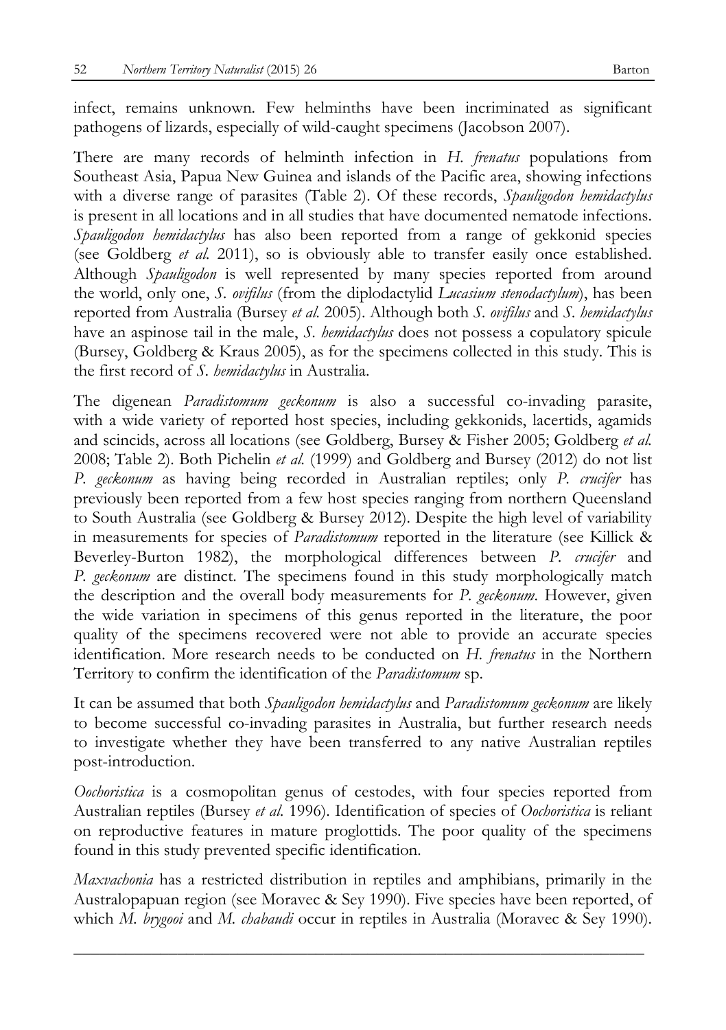infect, remains unknown. Few helminths have been incriminated as significant pathogens of lizards, especially of wild-caught specimens (Jacobson 2007).

There are many records of helminth infection in *H. frenatus* populations from Southeast Asia, Papua New Guinea and islands of the Pacific area, showing infections with a diverse range of parasites (Table 2). Of these records, *Spauligodon hemidactylus* is present in all locations and in all studies that have documented nematode infections. *Spauligodon hemidactylus* has also been reported from a range of gekkonid species (see Goldberg *et al.* 2011), so is obviously able to transfer easily once established. Although *Spauligodon* is well represented by many species reported from around the world, only one, *S. ovifilus* (from the diplodactylid *Lucasium stenodactylum*), has been reported from Australia (Bursey *et al.* 2005). Although both *S. ovifilus* and *S. hemidactylus* have an aspinose tail in the male, *S. hemidactylus* does not possess a copulatory spicule (Bursey, Goldberg & Kraus 2005), as for the specimens collected in this study. This is the first record of *S. hemidactylus* in Australia.

The digenean *Paradistomum geckonum* is also a successful co-invading parasite, with a wide variety of reported host species, including gekkonids, lacertids, agamids and scincids, across all locations (see Goldberg, Bursey & Fisher 2005; Goldberg *et al.* 2008; Table 2). Both Pichelin *et al.* (1999) and Goldberg and Bursey (2012) do not list *P. geckonum* as having being recorded in Australian reptiles; only *P. crucifer* has previously been reported from a few host species ranging from northern Queensland to South Australia (see Goldberg & Bursey 2012). Despite the high level of variability in measurements for species of *Paradistomum* reported in the literature (see Killick & Beverley-Burton 1982), the morphological differences between *P. crucifer* and *P. geckonum* are distinct. The specimens found in this study morphologically match the description and the overall body measurements for *P. geckonum*. However, given the wide variation in specimens of this genus reported in the literature, the poor quality of the specimens recovered were not able to provide an accurate species identification. More research needs to be conducted on *H. frenatus* in the Northern Territory to confirm the identification of the *Paradistomum* sp.

It can be assumed that both *Spauligodon hemidactylus* and *Paradistomum geckonum* are likely to become successful co-invading parasites in Australia, but further research needs to investigate whether they have been transferred to any native Australian reptiles post-introduction.

*Oochoristica* is a cosmopolitan genus of cestodes, with four species reported from Australian reptiles (Bursey *et al.* 1996). Identification of species of *Oochoristica* is reliant on reproductive features in mature proglottids. The poor quality of the specimens found in this study prevented specific identification.

*Maxvachonia* has a restricted distribution in reptiles and amphibians, primarily in the Australopapuan region (see Moravec & Sey 1990). Five species have been reported, of which *M. brygooi* and *M. chabaudi* occur in reptiles in Australia (Moravec & Sey 1990).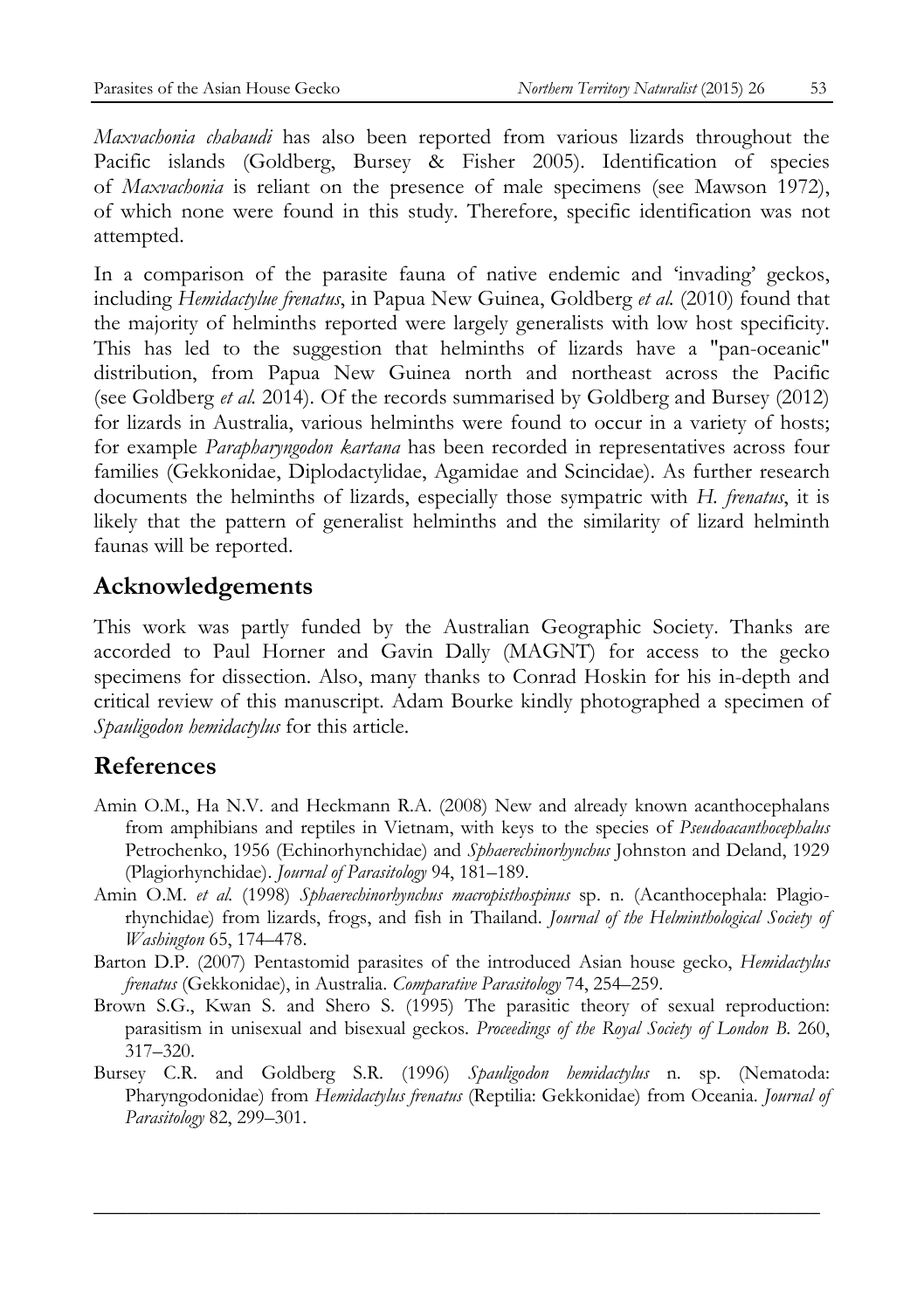*Maxvachonia chabaudi* has also been reported from various lizards throughout the Pacific islands (Goldberg, Bursey & Fisher 2005). Identification of species of *Maxvachonia* is reliant on the presence of male specimens (see Mawson 1972), of which none were found in this study. Therefore, specific identification was not attempted.

In a comparison of the parasite fauna of native endemic and 'invading' geckos, including *Hemidactylue frenatus*, in Papua New Guinea, Goldberg *et al.* (2010) found that the majority of helminths reported were largely generalists with low host specificity. This has led to the suggestion that helminths of lizards have a "pan-oceanic" distribution, from Papua New Guinea north and northeast across the Pacific (see Goldberg *et al.* 2014). Of the records summarised by Goldberg and Bursey (2012) for lizards in Australia, various helminths were found to occur in a variety of hosts; for example *Parapharyngodon kartana* has been recorded in representatives across four families (Gekkonidae, Diplodactylidae, Agamidae and Scincidae). As further research documents the helminths of lizards, especially those sympatric with *H. frenatus*, it is likely that the pattern of generalist helminths and the similarity of lizard helminth faunas will be reported.

## Acknowledgements

This work was partly funded by the Australian Geographic Society. Thanks are accorded to Paul Horner and Gavin Dally (MAGNT) for access to the gecko specimens for dissection. Also, many thanks to Conrad Hoskin for his in-depth and critical review of this manuscript. Adam Bourke kindly photographed a specimen of *Spauligodon hemidactylus* for this article.

## References

Amin O.M., Ha N.V. and Heckmann R.A. (2008) New and already known acanthocephalans from amphibians and reptiles in Vietnam, with keys to the species of *Pseudoacanthocephalus* Petrochenko, 1956 (Echinorhynchidae) and *Sphaerechinorhynchus* Johnston and Deland, 1929 (Plagiorhynchidae). *Journal of Parasitology* 94, 181–189.

Amin O.M. *et al.* (1998) *Sphaerechinorhynchus macropisthospinus* sp. n. (Acanthocephala: Plagiorhynchidae) from lizards, frogs, and fish in Thailand. *Journal of the Helminthological Society of Washington* 65, 174–478.

Barton D.P. (2007) Pentastomid parasites of the introduced Asian house gecko, *Hemidactylus frenatus* (Gekkonidae), in Australia. *Comparative Parasitology* 74, 254–259.

Brown S.G., Kwan S. and Shero S. (1995) The parasitic theory of sexual reproduction: parasitism in unisexual and bisexual geckos. *Proceedings of the Royal Society of London B.* 260, 317–320.

Bursey C.R. and Goldberg S.R. (1996) *Spauligodon hemidactylus* n. sp. (Nematoda: Pharyngodonidae) from *Hemidactylus frenatus* (Reptilia: Gekkonidae) from Oceania. *Journal of Parasitology* 82, 299–301.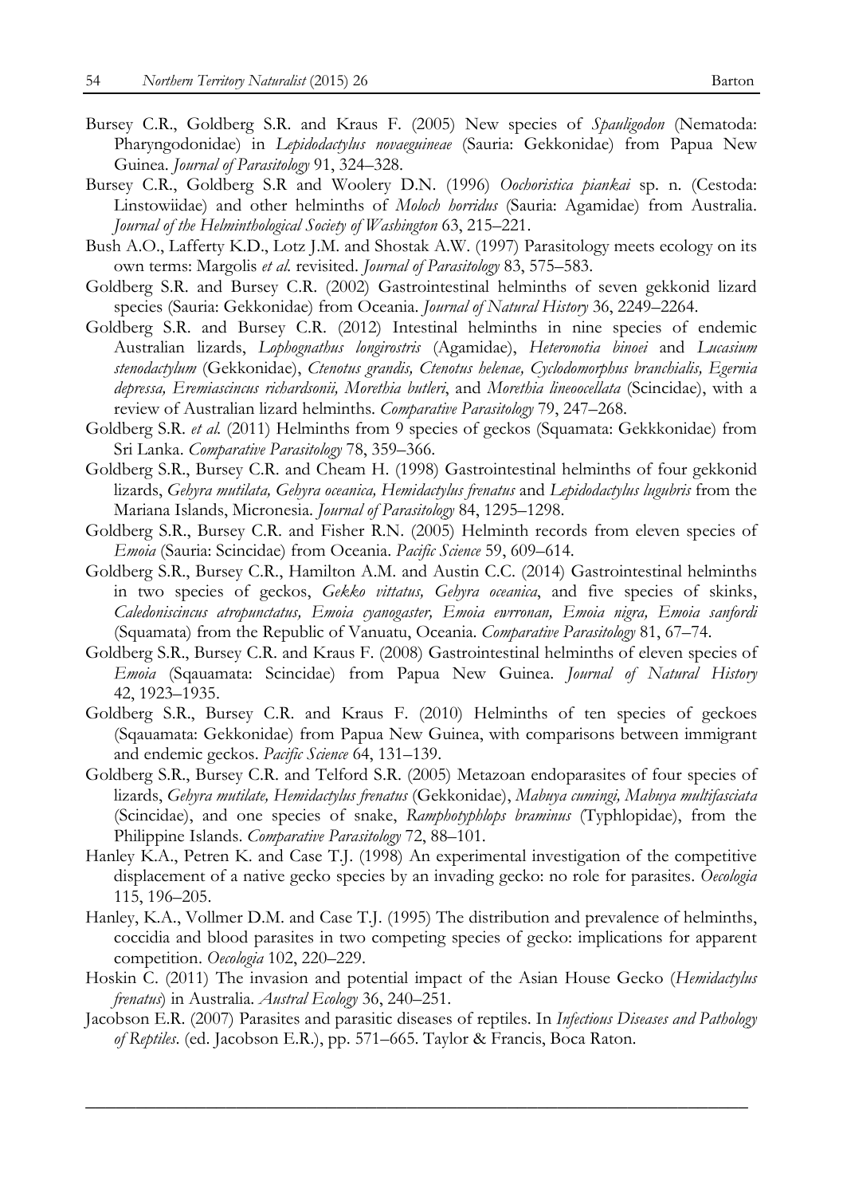Bursey C.R., Goldberg S.R. and Kraus F. (2005) New species of *Spauligodon* (Nematoda: Pharyngodonidae) in *Lepidodactylus novaeguineae* (Sauria: Gekkonidae) from Papua New Guinea. *Journal of Parasitology* 91, 324–328.

Bursey C.R., Goldberg S.R and Woolery D.N. (1996) *Oochoristica piankai* sp. n. (Cestoda: Linstowiidae) and other helminths of *Moloch horridus* (Sauria: Agamidae) from Australia. *Journal of the Helminthological Society of Washington* 63, 215–221.

Bush A.O., Lafferty K.D., Lotz J.M. and Shostak A.W. (1997) Parasitology meets ecology on its own terms: Margolis *et al.* revisited. *Journal of Parasitology* 83, 575–583.

Goldberg S.R. and Bursey C.R. (2002) Gastrointestinal helminths of seven gekkonid lizard species (Sauria: Gekkonidae) from Oceania. *Journal of Natural History* 36, 2249–2264.

Goldberg S.R. and Bursey C.R. (2012) Intestinal helminths in nine species of endemic Australian lizards, *Lophognathus longirostris* (Agamidae), *Heteronotia binoei* and *Lucasium stenodactylum* (Gekkonidae), *Ctenotus grandis, Ctenotus helenae, Cyclodomorphus branchialis, Egernia depressa, Eremiascincus richardsonii, Morethia butleri*, and *Morethia lineoocellata* (Scincidae), with a review of Australian lizard helminths. *Comparative Parasitology* 79, 247–268.

Goldberg S.R. *et al.* (2011) Helminths from 9 species of geckos (Squamata: Gekkkonidae) from Sri Lanka. *Comparative Parasitology* 78, 359–366.

Goldberg S.R., Bursey C.R. and Cheam H. (1998) Gastrointestinal helminths of four gekkonid lizards, *Gehyra mutilata, Gehyra oceanica, Hemidactylus frenatus* and *Lepidodactylus lugubris* from the Mariana Islands, Micronesia. *Journal of Parasitology* 84, 1295–1298.

Goldberg S.R., Bursey C.R. and Fisher R.N. (2005) Helminth records from eleven species of *Emoia* (Sauria: Scincidae) from Oceania. *Pacific Science* 59, 609–614.

Goldberg S.R., Bursey C.R., Hamilton A.M. and Austin C.C. (2014) Gastrointestinal helminths in two species of geckos, *Gekko vittatus, Gehyra oceanica*, and five species of skinks, *Caledoniscincus atropunctatus, Emoia cyanogaster, Emoia ewrronan, Emoia nigra, Emoia sanfordi* (Squamata) from the Republic of Vanuatu, Oceania. *Comparative Parasitology* 81, 67–74.

Goldberg S.R., Bursey C.R. and Kraus F. (2008) Gastrointestinal helminths of eleven species of *Emoia* (Sqauamata: Scincidae) from Papua New Guinea. *Journal of Natural History* 42, 1923–1935.

Goldberg S.R., Bursey C.R. and Kraus F. (2010) Helminths of ten species of geckoes (Sqauamata: Gekkonidae) from Papua New Guinea, with comparisons between immigrant and endemic geckos. *Pacific Science* 64, 131–139.

Goldberg S.R., Bursey C.R. and Telford S.R. (2005) Metazoan endoparasites of four species of lizards, *Gehyra mutilate, Hemidactylus frenatus* (Gekkonidae), *Mabuya cumingi, Mabuya multifasciata* (Scincidae), and one species of snake, *Ramphotyphlops braminus* (Typhlopidae), from the Philippine Islands. *Comparative Parasitology* 72, 88–101.

Hanley K.A., Petren K. and Case T.J. (1998) An experimental investigation of the competitive displacement of a native gecko species by an invading gecko: no role for parasites. *Oecologia* 115, 196–205.

Hanley, K.A., Vollmer D.M. and Case T.J. (1995) The distribution and prevalence of helminths, coccidia and blood parasites in two competing species of gecko: implications for apparent competition. *Oecologia* 102, 220–229.

Hoskin C. (2011) The invasion and potential impact of the Asian House Gecko (*Hemidactylus frenatus*) in Australia. *Austral Ecology* 36, 240–251.

Jacobson E.R. (2007) Parasites and parasitic diseases of reptiles. In *Infectious Diseases and Pathology of Reptiles*. (ed. Jacobson E.R.), pp. 571–665. Taylor & Francis, Boca Raton.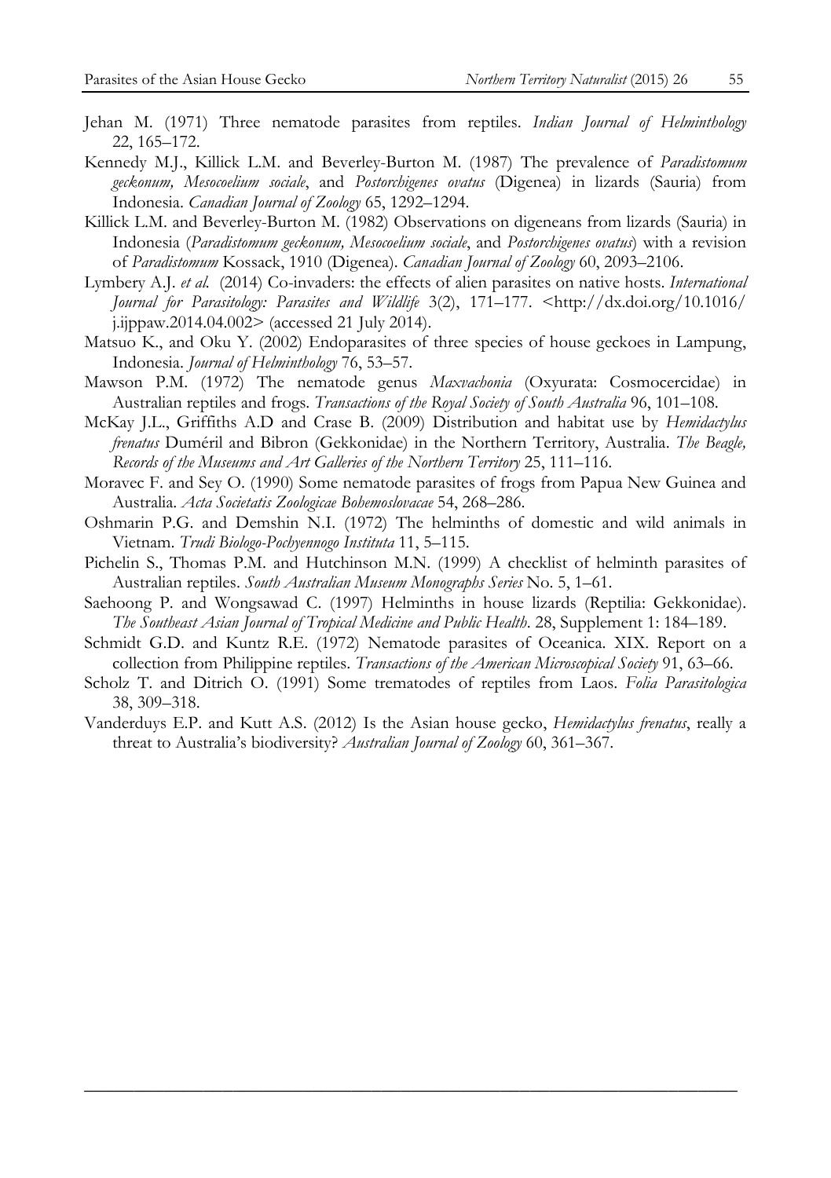Jehan M. (1971) Three nematode parasites from reptiles. *Indian Journal of Helminthology* 22, 165–172.

Kennedy M.J., Killick L.M. and Beverley-Burton M. (1987) The prevalence of *Paradistomum geckonum, Mesocoelium sociale*, and *Postorchigenes ovatus* (Digenea) in lizards (Sauria) from Indonesia. *Canadian Journal of Zoology* 65, 1292–1294.

Killick L.M. and Beverley-Burton M. (1982) Observations on digeneans from lizards (Sauria) in Indonesia (*Paradistomum geckonum, Mesocoelium sociale*, and *Postorchigenes ovatus*) with a revision of *Paradistomum* Kossack, 1910 (Digenea). *Canadian Journal of Zoology* 60, 2093–2106.

Lymbery A.J. *et al.* (2014) Co-invaders: the effects of alien parasites on native hosts. *International Journal for Parasitology: Parasites and Wildlife* 3(2), 171–177. <http://dx.doi.org/10.1016/j.ijppaw.2014.04.002> (accessed 21 July 2014).

Matsuo K., and Oku Y. (2002) Endoparasites of three species of house geckoes in Lampung, Indonesia. *Journal of Helminthology* 76, 53–57.

Mawson P.M. (1972) The nematode genus *Maxvachonia* (Oxyurata: Cosmocercidae) in Australian reptiles and frogs. *Transactions of the Royal Society of South Australia* 96, 101–108.

McKay J.L., Griffiths A.D and Crase B. (2009) Distribution and habitat use by *Hemidactylus frenatus* Duméril and Bibron (Gekkonidae) in the Northern Territory, Australia. *The Beagle, Records of the Museums and Art Galleries of the Northern Territory* 25, 111–116.

Moravec F. and Sey O. (1990) Some nematode parasites of frogs from Papua New Guinea and Australia. *Acta Societatis Zoologicae Bohemoslovacae* 54, 268–286.

Oshmarin P.G. and Demshin N.I. (1972) The helminths of domestic and wild animals in Vietnam. *Trudi Biologo-Pochyennogo Instituta* 11, 5–115.

Pichelin S., Thomas P.M. and Hutchinson M.N. (1999) A checklist of helminth parasites of Australian reptiles. *South Australian Museum Monographs Series* No. 5, 1–61.

Saehoong P. and Wongsawad C. (1997) Helminths in house lizards (Reptilia: Gekkonidae). *The Southeast Asian Journal of Tropical Medicine and Public Health*. 28, Supplement 1: 184–189.

Schmidt G.D. and Kuntz R.E. (1972) Nematode parasites of Oceanica. XIX. Report on a collection from Philippine reptiles. *Transactions of the American Microscopical Society* 91, 63–66.

Scholz T. and Ditrich O. (1991) Some trematodes of reptiles from Laos. *Folia Parasitologica* 38, 309–318.

Vanderduys E.P. and Kutt A.S. (2012) Is the Asian house gecko, *Hemidactylus frenatus*, really a threat to Australia's biodiversity? *Australian Journal of Zoology* 60, 361–367.